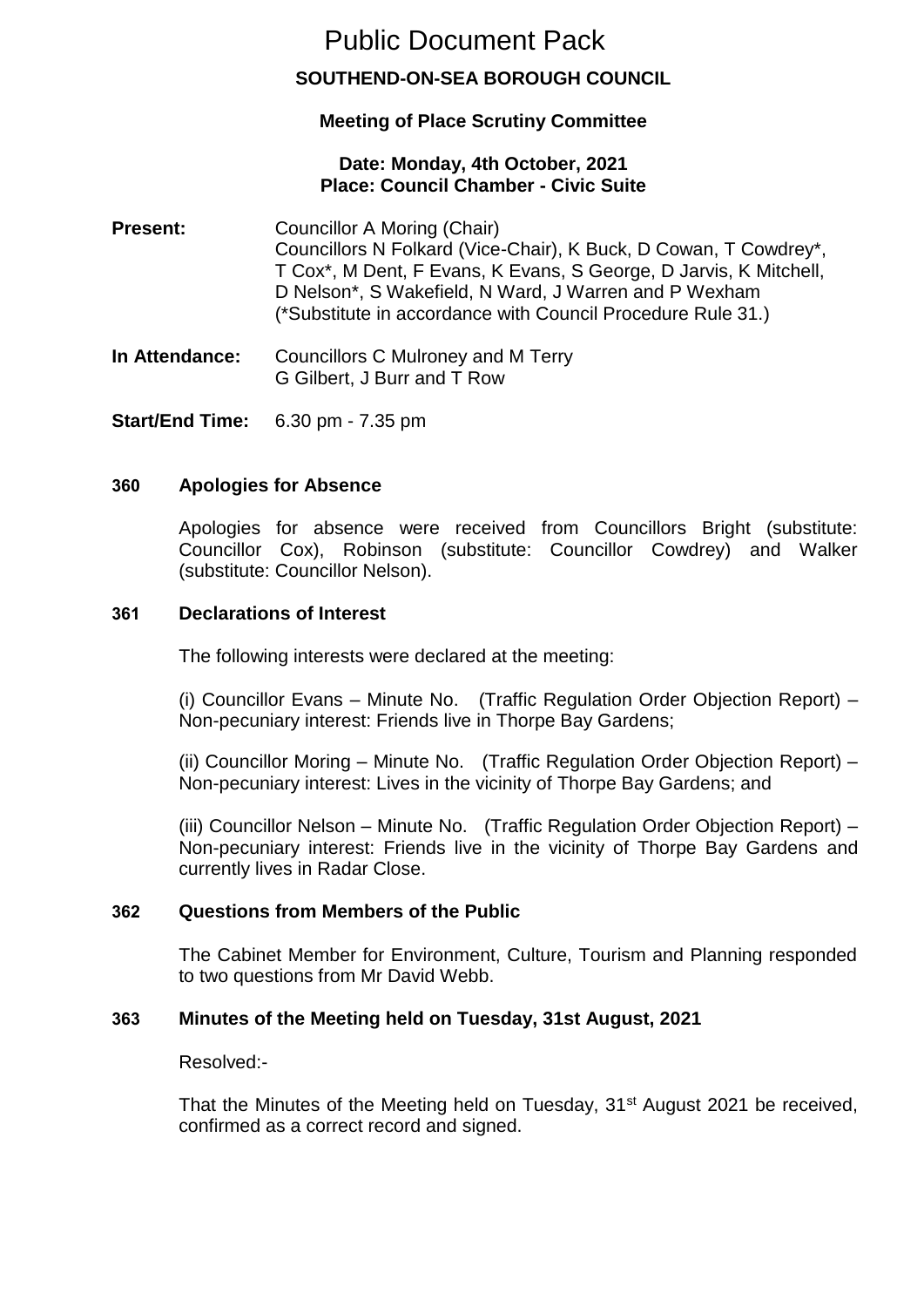# Public Document Pack

## SOUTHEND-ON-SEA BOROUGH COUNCIL

### Meeting of Place Scrutiny Committee

**Date: Monday, 4th October, 2021**
**Place: Council Chamber - Civic Suite**

**Present:** Councillor A Moring (Chair)
Councillors N Folkard (Vice-Chair), K Buck, D Cowan, T Cowdrey*, T Cox*, M Dent, F Evans, K Evans, S George, D Jarvis, K Mitchell, D Nelson*, S Wakefield, N Ward, J Warren and P Wexham
(*Substitute in accordance with Council Procedure Rule 31.)

**In Attendance:** Councillors C Mulroney and M Terry
G Gilbert, J Burr and T Row

**Start/End Time:** 6.30 pm - 7.35 pm

### 360 Apologies for Absence

Apologies for absence were received from Councillors Bright (substitute: Councillor Cox), Robinson (substitute: Councillor Cowdrey) and Walker (substitute: Councillor Nelson).

### 361 Declarations of Interest

The following interests were declared at the meeting:

(i) Councillor Evans – Minute No. (Traffic Regulation Order Objection Report) – Non-pecuniary interest: Friends live in Thorpe Bay Gardens;

(ii) Councillor Moring – Minute No. (Traffic Regulation Order Objection Report) – Non-pecuniary interest: Lives in the vicinity of Thorpe Bay Gardens; and

(iii) Councillor Nelson – Minute No. (Traffic Regulation Order Objection Report) – Non-pecuniary interest: Friends live in the vicinity of Thorpe Bay Gardens and currently lives in Radar Close.

### 362 Questions from Members of the Public

The Cabinet Member for Environment, Culture, Tourism and Planning responded to two questions from Mr David Webb.

### 363 Minutes of the Meeting held on Tuesday, 31st August, 2021

Resolved:-

That the Minutes of the Meeting held on Tuesday, 31st August 2021 be received, confirmed as a correct record and signed.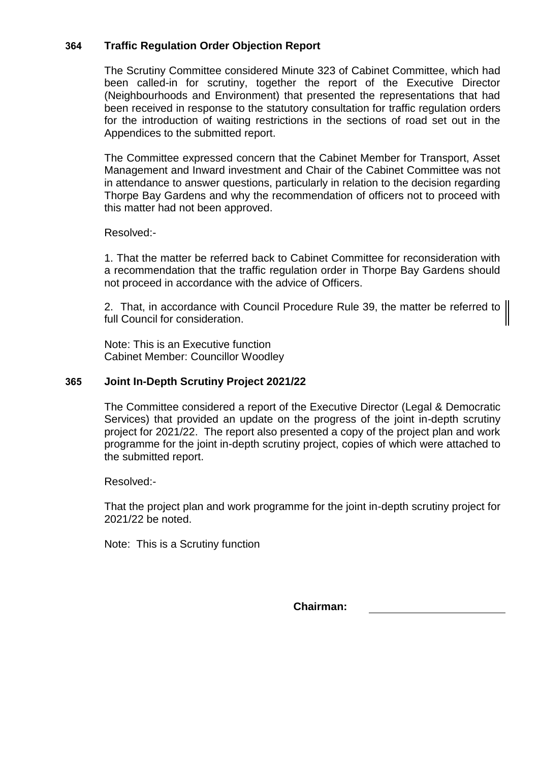## 364 Traffic Regulation Order Objection Report

The Scrutiny Committee considered Minute 323 of Cabinet Committee, which had been called-in for scrutiny, together the report of the Executive Director (Neighbourhoods and Environment) that presented the representations that had been received in response to the statutory consultation for traffic regulation orders for the introduction of waiting restrictions in the sections of road set out in the Appendices to the submitted report.

The Committee expressed concern that the Cabinet Member for Transport, Asset Management and Inward investment and Chair of the Cabinet Committee was not in attendance to answer questions, particularly in relation to the decision regarding Thorpe Bay Gardens and why the recommendation of officers not to proceed with this matter had not been approved.

Resolved:-

1. That the matter be referred back to Cabinet Committee for reconsideration with a recommendation that the traffic regulation order in Thorpe Bay Gardens should not proceed in accordance with the advice of Officers.

2. That, in accordance with Council Procedure Rule 39, the matter be referred to full Council for consideration.

Note: This is an Executive function
Cabinet Member: Councillor Woodley

## 365 Joint In-Depth Scrutiny Project 2021/22

The Committee considered a report of the Executive Director (Legal & Democratic Services) that provided an update on the progress of the joint in-depth scrutiny project for 2021/22. The report also presented a copy of the project plan and work programme for the joint in-depth scrutiny project, copies of which were attached to the submitted report.

Resolved:-

That the project plan and work programme for the joint in-depth scrutiny project for 2021/22 be noted.

Note: This is a Scrutiny function

**Chairman:** ______________________